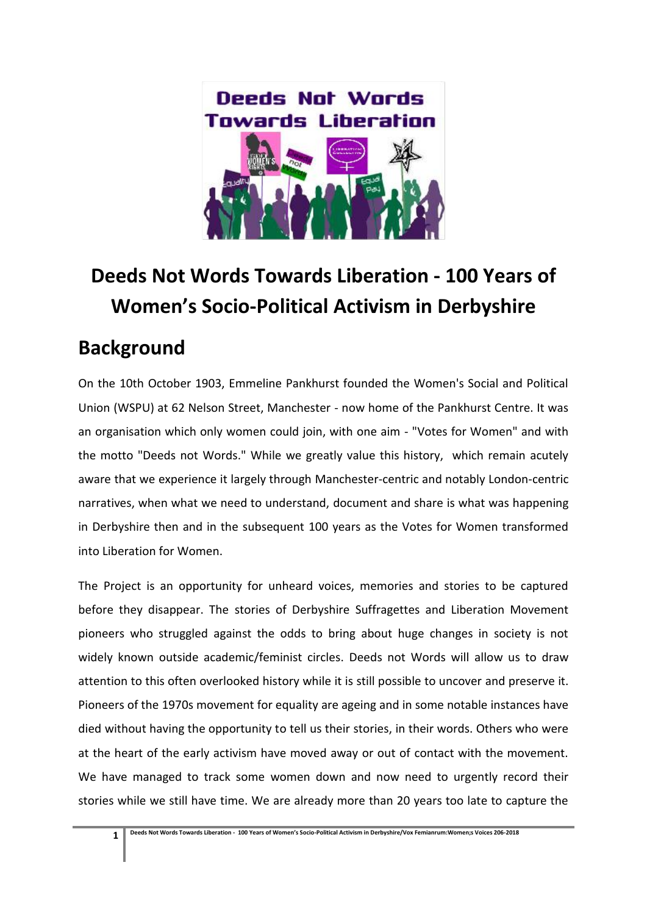# Deeds Not Words Towards Liberation - 100 Years of Women's Socio-Political Activism in Derbyshire

## Background

On the 10th October 1903, Emmeline Pankhurst founded the Women's Social and Political Union (WSPU) at 62 Nelson Street, Manchester - now home of the Pankhurst Centre. It was an organisation which only women could join, with one aim - "Votes for Women" and with the motto "Deeds not Words." While we greatly value this history, which remain acutely aware that we experience it largely through Manchester-centric and notably London-centric narratives, when what we need to understand, document and share is what was happening in Derbyshire then and in the subsequent 100 years as the Votes for Women transformed into Liberation for Women.

The Project is an opportunity for unheard voices, memories and stories to be captured before they disappear. The stories of Derbyshire Suffragettes and Liberation Movement pioneers who struggled against the odds to bring about huge changes in society is not widely known outside academic/feminist circles. Deeds not Words will allow us to draw attention to this often overlooked history while it is still possible to uncover and preserve it. Pioneers of the 1970s movement for equality are ageing and in some notable instances have died without having the opportunity to tell us their stories, in their words. Others who were at the heart of the early activism have moved away or out of contact with the movement. We have managed to track some women down and now need to urgently record their stories while we still have time. We are already more than 20 years too late to capture the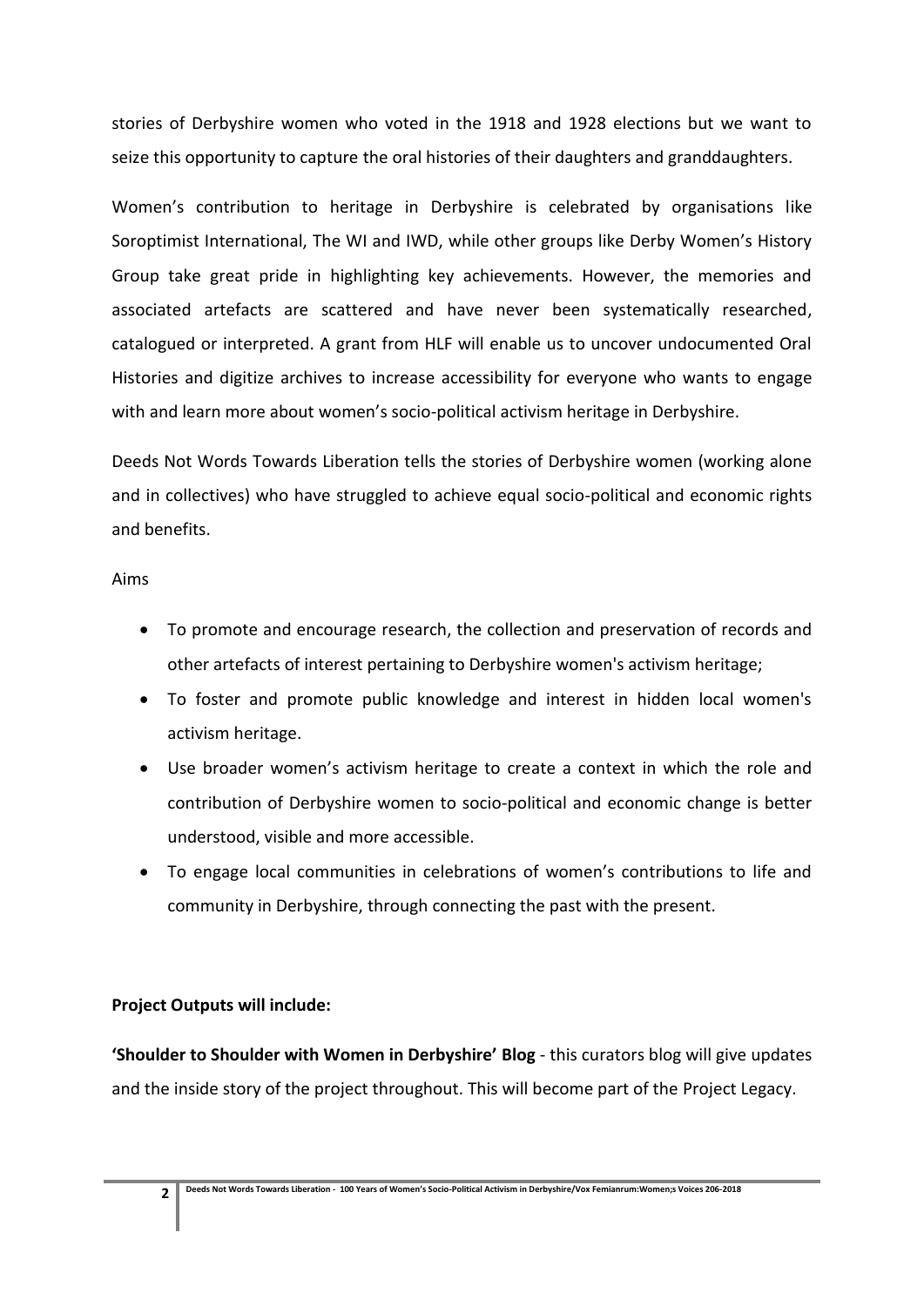stories of Derbyshire women who voted in the 1918 and 1928 elections but we want to seize this opportunity to capture the oral histories of their daughters and granddaughters.

Women's contribution to heritage in Derbyshire is celebrated by organisations like Soroptimist International, The WI and IWD, while other groups like Derby Women's History Group take great pride in highlighting key achievements. However, the memories and associated artefacts are scattered and have never been systematically researched, catalogued or interpreted. A grant from HLF will enable us to uncover undocumented Oral Histories and digitize archives to increase accessibility for everyone who wants to engage with and learn more about women's socio-political activism heritage in Derbyshire.

Deeds Not Words Towards Liberation tells the stories of Derbyshire women (working alone and in collectives) who have struggled to achieve equal socio-political and economic rights and benefits.

Aims

- To promote and encourage research, the collection and preservation of records and other artefacts of interest pertaining to Derbyshire women's activism heritage;
- To foster and promote public knowledge and interest in hidden local women's activism heritage.
- Use broader women's activism heritage to create a context in which the role and contribution of Derbyshire women to socio-political and economic change is better understood, visible and more accessible.
- To engage local communities in celebrations of women's contributions to life and community in Derbyshire, through connecting the past with the present.

**Project Outputs will include:**

**'Shoulder to Shoulder with Women in Derbyshire' Blog** - this curators blog will give updates and the inside story of the project throughout. This will become part of the Project Legacy.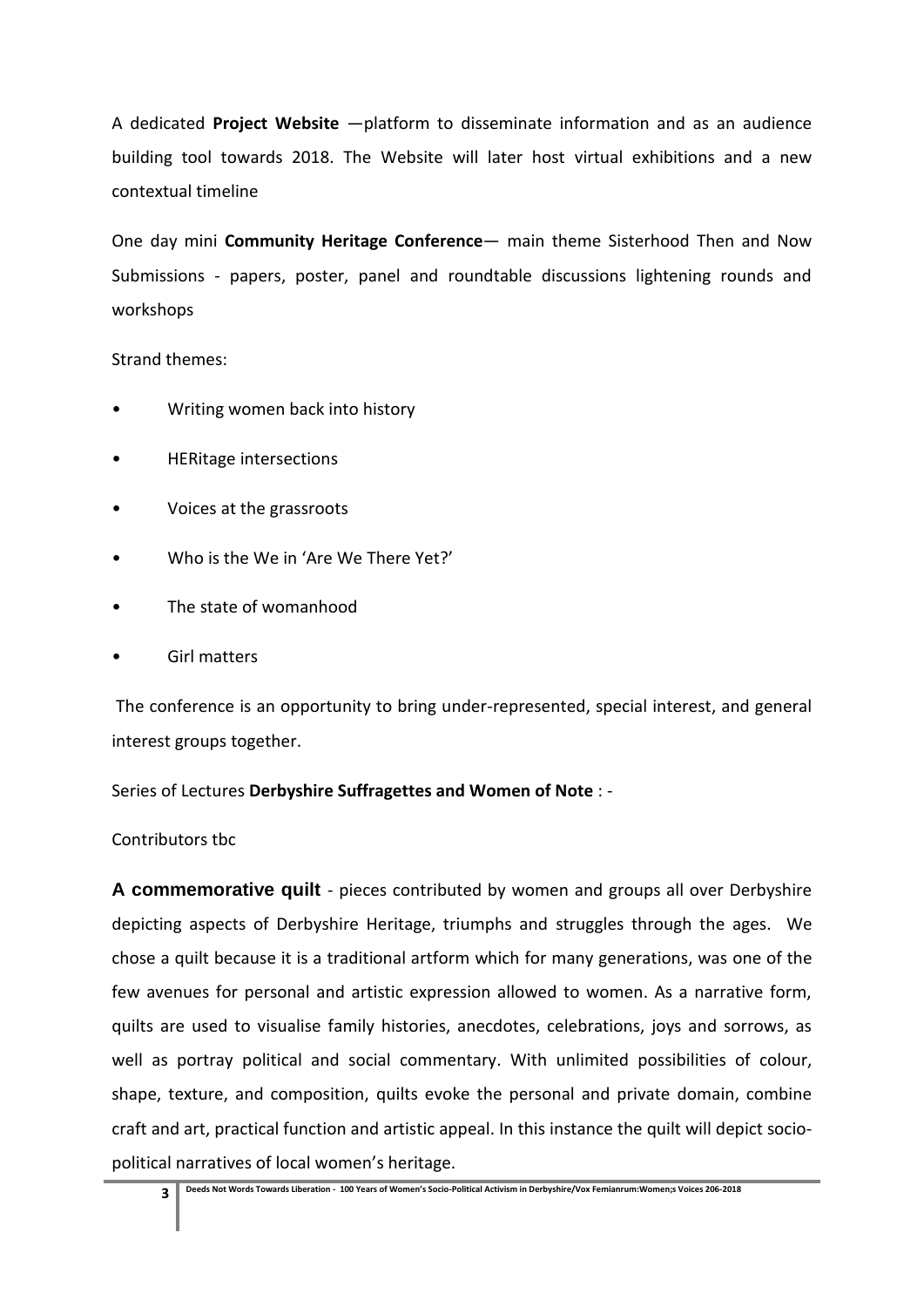A dedicated **Project Website** —platform to disseminate information and as an audience building tool towards 2018. The Website will later host virtual exhibitions and a new contextual timeline

One day mini **Community Heritage Conference**— main theme Sisterhood Then and Now Submissions - papers, poster, panel and roundtable discussions lightening rounds and workshops

Strand themes:

- Writing women back into history
- HERitage intersections
- Voices at the grassroots
- Who is the We in 'Are We There Yet?'
- The state of womanhood
- Girl matters

The conference is an opportunity to bring under-represented, special interest, and general interest groups together.

Series of Lectures **Derbyshire Suffragettes and Women of Note** : -

Contributors tbc

**A commemorative quilt** - pieces contributed by women and groups all over Derbyshire depicting aspects of Derbyshire Heritage, triumphs and struggles through the ages. We chose a quilt because it is a traditional artform which for many generations, was one of the few avenues for personal and artistic expression allowed to women. As a narrative form, quilts are used to visualise family histories, anecdotes, celebrations, joys and sorrows, as well as portray political and social commentary. With unlimited possibilities of colour, shape, texture, and composition, quilts evoke the personal and private domain, combine craft and art, practical function and artistic appeal. In this instance the quilt will depict socio-political narratives of local women's heritage.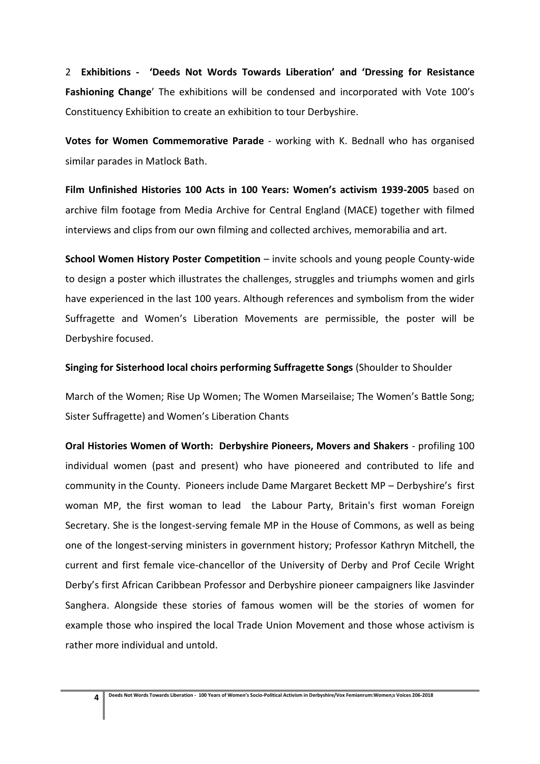2 **Exhibitions - 'Deeds Not Words Towards Liberation' and 'Dressing for Resistance Fashioning Change**' The exhibitions will be condensed and incorporated with Vote 100's Constituency Exhibition to create an exhibition to tour Derbyshire.

**Votes for Women Commemorative Parade** - working with K. Bednall who has organised similar parades in Matlock Bath.

**Film Unfinished Histories 100 Acts in 100 Years: Women's activism 1939-2005** based on archive film footage from Media Archive for Central England (MACE) together with filmed interviews and clips from our own filming and collected archives, memorabilia and art.

**School Women History Poster Competition** – invite schools and young people County-wide to design a poster which illustrates the challenges, struggles and triumphs women and girls have experienced in the last 100 years. Although references and symbolism from the wider Suffragette and Women's Liberation Movements are permissible, the poster will be Derbyshire focused.

**Singing for Sisterhood local choirs performing Suffragette Songs** (Shoulder to Shoulder

March of the Women; Rise Up Women; The Women Marseilaise; The Women's Battle Song; Sister Suffragette) and Women's Liberation Chants

**Oral Histories Women of Worth: Derbyshire Pioneers, Movers and Shakers** - profiling 100 individual women (past and present) who have pioneered and contributed to life and community in the County. Pioneers include Dame Margaret Beckett MP – Derbyshire's first woman MP, the first woman to lead the Labour Party, Britain's first woman Foreign Secretary. She is the longest-serving female MP in the House of Commons, as well as being one of the longest-serving ministers in government history; Professor Kathryn Mitchell, the current and first female vice-chancellor of the University of Derby and Prof Cecile Wright Derby's first African Caribbean Professor and Derbyshire pioneer campaigners like Jasvinder Sanghera. Alongside these stories of famous women will be the stories of women for example those who inspired the local Trade Union Movement and those whose activism is rather more individual and untold.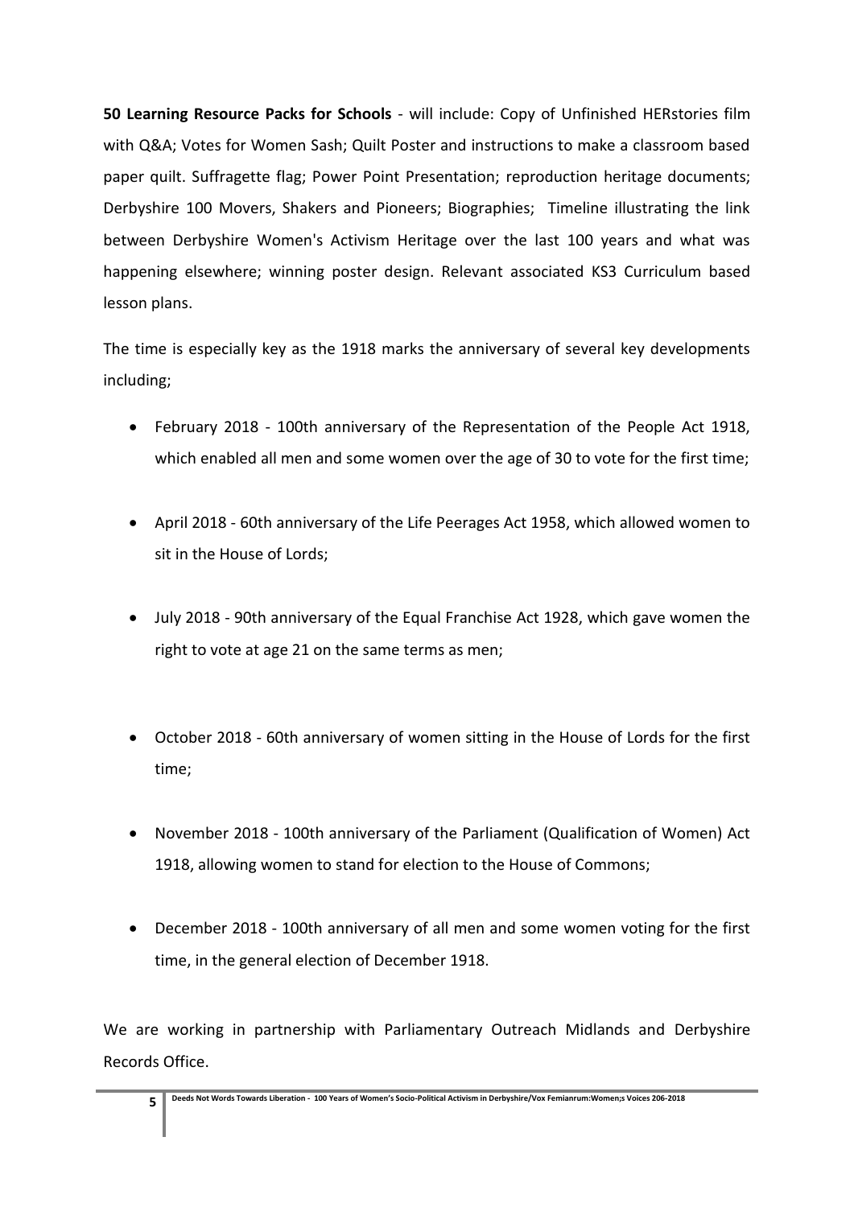**50 Learning Resource Packs for Schools** - will include: Copy of Unfinished HERstories film with Q&A; Votes for Women Sash; Quilt Poster and instructions to make a classroom based paper quilt. Suffragette flag; Power Point Presentation; reproduction heritage documents; Derbyshire 100 Movers, Shakers and Pioneers; Biographies; Timeline illustrating the link between Derbyshire Women's Activism Heritage over the last 100 years and what was happening elsewhere; winning poster design. Relevant associated KS3 Curriculum based lesson plans.

The time is especially key as the 1918 marks the anniversary of several key developments including;

- February 2018 - 100th anniversary of the Representation of the People Act 1918, which enabled all men and some women over the age of 30 to vote for the first time;
- April 2018 - 60th anniversary of the Life Peerages Act 1958, which allowed women to sit in the House of Lords;
- July 2018 - 90th anniversary of the Equal Franchise Act 1928, which gave women the right to vote at age 21 on the same terms as men;
- October 2018 - 60th anniversary of women sitting in the House of Lords for the first time;
- November 2018 - 100th anniversary of the Parliament (Qualification of Women) Act 1918, allowing women to stand for election to the House of Commons;
- December 2018 - 100th anniversary of all men and some women voting for the first time, in the general election of December 1918.

We are working in partnership with Parliamentary Outreach Midlands and Derbyshire Records Office.